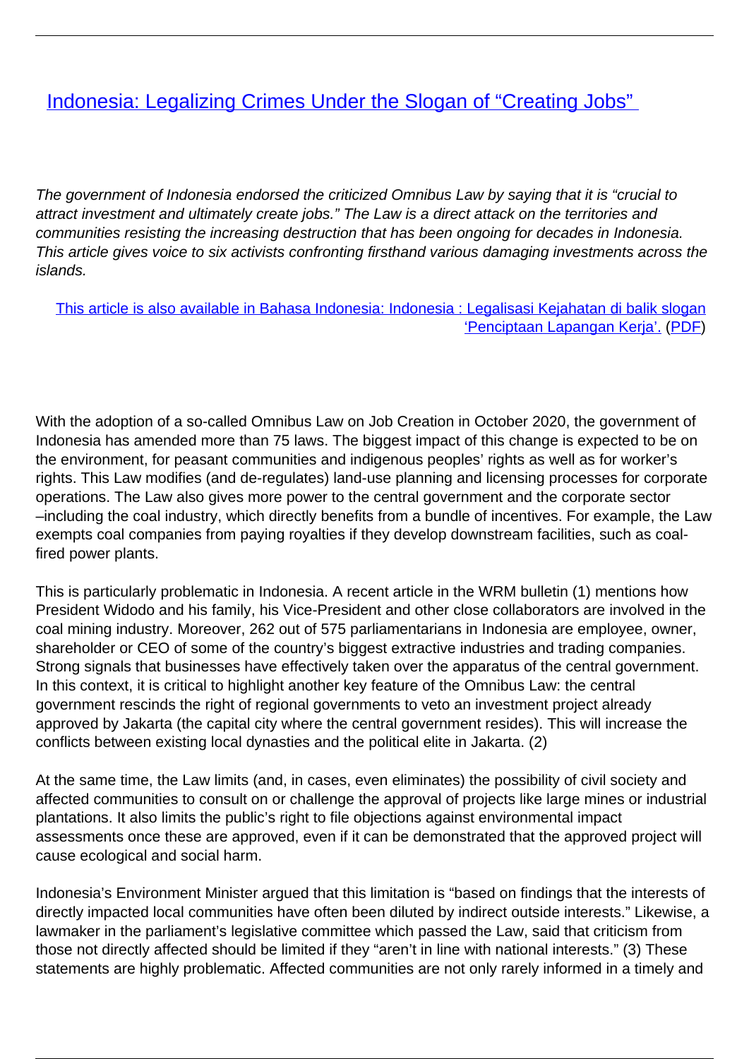# Indonesia: Legalizing Crimes Under the Slogan of "Creating Jobs"

*The government of Indonesia endorsed the criticized Omnibus Law by saying that it is "crucial to attract investment and ultimately create jobs." The Law is a direct attack on the territories and communities resisting the increasing destruction that has been ongoing for decades in Indonesia. This article gives voice to six activists confronting firsthand various damaging investments across the islands.*

This article is also available in Bahasa Indonesia: Indonesia : Legalisasi Kejahatan di balik slogan 'Penciptaan Lapangan Kerja'. (PDF)

With the adoption of a so-called Omnibus Law on Job Creation in October 2020, the government of Indonesia has amended more than 75 laws. The biggest impact of this change is expected to be on the environment, for peasant communities and indigenous peoples' rights as well as for worker's rights. This Law modifies (and de-regulates) land-use planning and licensing processes for corporate operations. The Law also gives more power to the central government and the corporate sector –including the coal industry, which directly benefits from a bundle of incentives. For example, the Law exempts coal companies from paying royalties if they develop downstream facilities, such as coal-fired power plants.

This is particularly problematic in Indonesia. A recent article in the WRM bulletin (1) mentions how President Widodo and his family, his Vice-President and other close collaborators are involved in the coal mining industry. Moreover, 262 out of 575 parliamentarians in Indonesia are employee, owner, shareholder or CEO of some of the country's biggest extractive industries and trading companies. Strong signals that businesses have effectively taken over the apparatus of the central government. In this context, it is critical to highlight another key feature of the Omnibus Law: the central government rescinds the right of regional governments to veto an investment project already approved by Jakarta (the capital city where the central government resides). This will increase the conflicts between existing local dynasties and the political elite in Jakarta. (2)

At the same time, the Law limits (and, in cases, even eliminates) the possibility of civil society and affected communities to consult on or challenge the approval of projects like large mines or industrial plantations. It also limits the public's right to file objections against environmental impact assessments once these are approved, even if it can be demonstrated that the approved project will cause ecological and social harm.

Indonesia's Environment Minister argued that this limitation is "based on findings that the interests of directly impacted local communities have often been diluted by indirect outside interests." Likewise, a lawmaker in the parliament's legislative committee which passed the Law, said that criticism from those not directly affected should be limited if they "aren't in line with national interests." (3) These statements are highly problematic. Affected communities are not only rarely informed in a timely and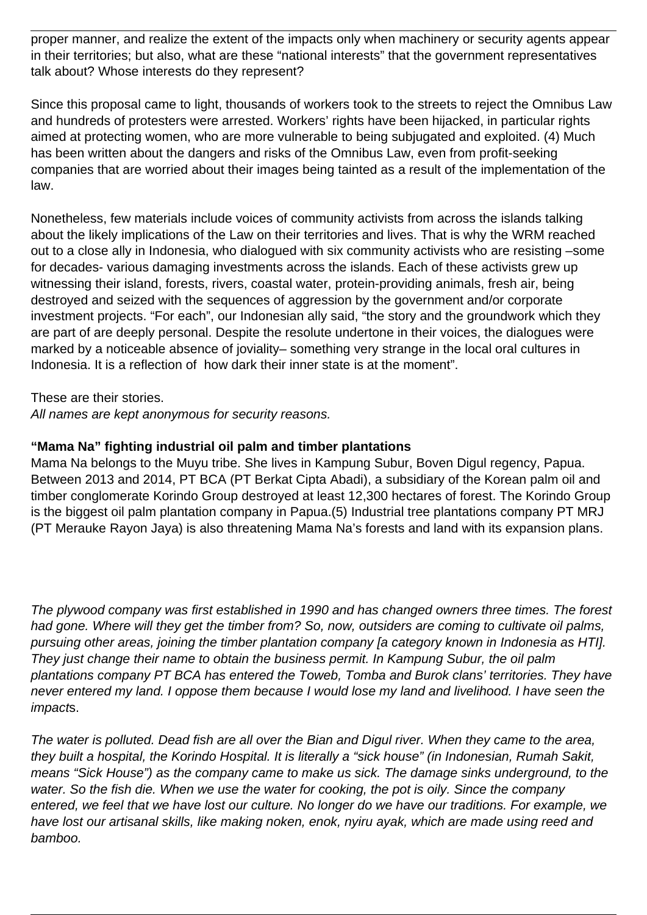proper manner, and realize the extent of the impacts only when machinery or security agents appear in their territories; but also, what are these "national interests" that the government representatives talk about? Whose interests do they represent?

Since this proposal came to light, thousands of workers took to the streets to reject the Omnibus Law and hundreds of protesters were arrested. Workers' rights have been hijacked, in particular rights aimed at protecting women, who are more vulnerable to being subjugated and exploited. (4) Much has been written about the dangers and risks of the Omnibus Law, even from profit-seeking companies that are worried about their images being tainted as a result of the implementation of the law.

Nonetheless, few materials include voices of community activists from across the islands talking about the likely implications of the Law on their territories and lives. That is why the WRM reached out to a close ally in Indonesia, who dialogued with six community activists who are resisting –some for decades- various damaging investments across the islands. Each of these activists grew up witnessing their island, forests, rivers, coastal water, protein-providing animals, fresh air, being destroyed and seized with the sequences of aggression by the government and/or corporate investment projects. "For each", our Indonesian ally said, "the story and the groundwork which they are part of are deeply personal. Despite the resolute undertone in their voices, the dialogues were marked by a noticeable absence of joviality– something very strange in the local oral cultures in Indonesia. It is a reflection of how dark their inner state is at the moment".

These are their stories.
*All names are kept anonymous for security reasons.*

**"Mama Na" fighting industrial oil palm and timber plantations**
Mama Na belongs to the Muyu tribe. She lives in Kampung Subur, Boven Digul regency, Papua. Between 2013 and 2014, PT BCA (PT Berkat Cipta Abadi), a subsidiary of the Korean palm oil and timber conglomerate Korindo Group destroyed at least 12,300 hectares of forest. The Korindo Group is the biggest oil palm plantation company in Papua.(5) Industrial tree plantations company PT MRJ (PT Merauke Rayon Jaya) is also threatening Mama Na's forests and land with its expansion plans.

*The plywood company was first established in 1990 and has changed owners three times. The forest had gone. Where will they get the timber from? So, now, outsiders are coming to cultivate oil palms, pursuing other areas, joining the timber plantation company [a category known in Indonesia as HTI]. They just change their name to obtain the business permit. In Kampung Subur, the oil palm plantations company PT BCA has entered the Toweb, Tomba and Burok clans' territories. They have never entered my land. I oppose them because I would lose my land and livelihood. I have seen the impacts.*

*The water is polluted. Dead fish are all over the Bian and Digul river. When they came to the area, they built a hospital, the Korindo Hospital. It is literally a "sick house" (in Indonesian, Rumah Sakit, means "Sick House") as the company came to make us sick. The damage sinks underground, to the water. So the fish die. When we use the water for cooking, the pot is oily. Since the company entered, we feel that we have lost our culture. No longer do we have our traditions. For example, we have lost our artisanal skills, like making noken, enok, nyiru ayak, which are made using reed and bamboo.*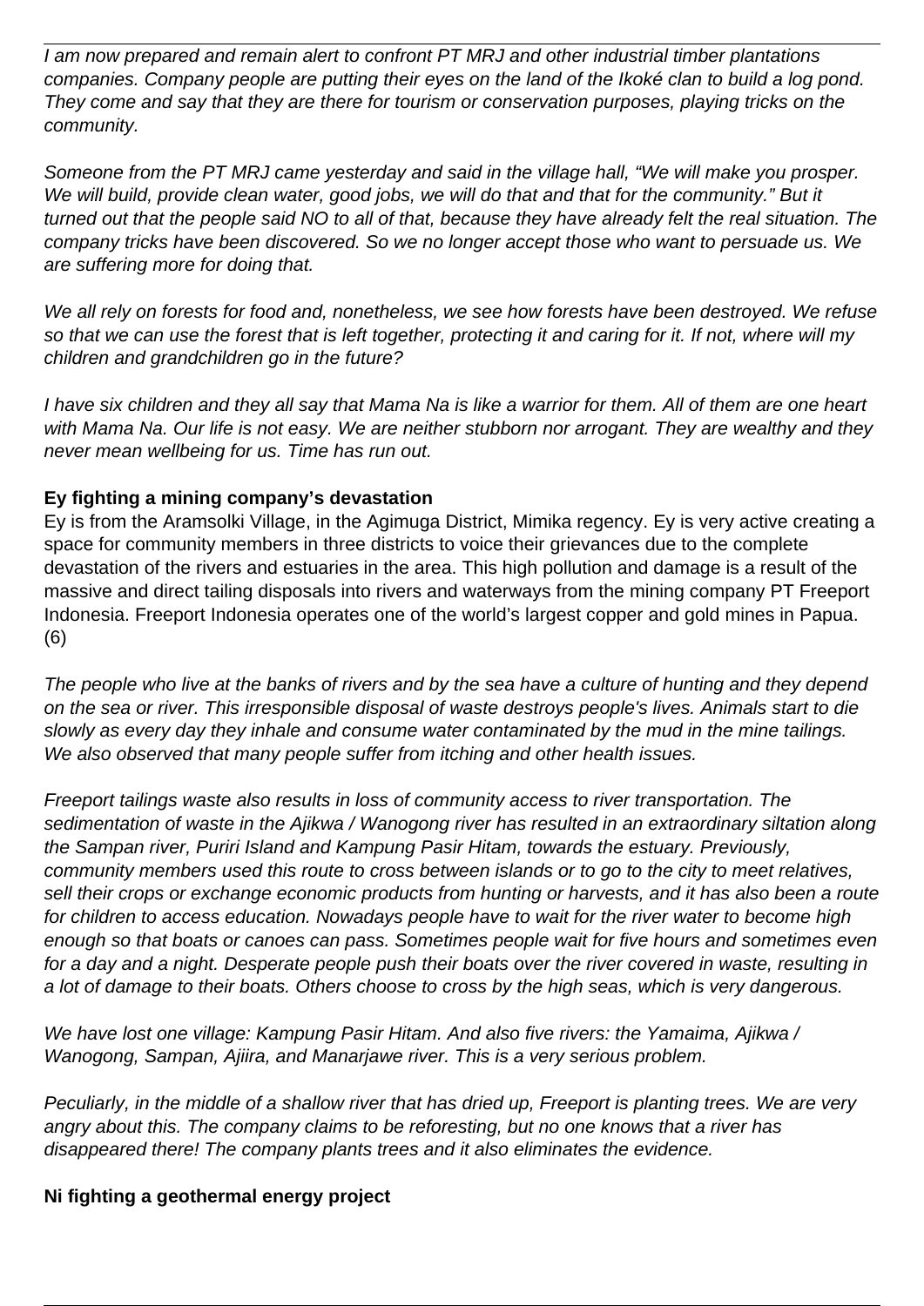*I am now prepared and remain alert to confront PT MRJ and other industrial timber plantations companies. Company people are putting their eyes on the land of the Ikoké clan to build a log pond. They come and say that they are there for tourism or conservation purposes, playing tricks on the community.*

*Someone from the PT MRJ came yesterday and said in the village hall, "We will make you prosper. We will build, provide clean water, good jobs, we will do that and that for the community." But it turned out that the people said NO to all of that, because they have already felt the real situation. The company tricks have been discovered. So we no longer accept those who want to persuade us. We are suffering more for doing that.*

*We all rely on forests for food and, nonetheless, we see how forests have been destroyed. We refuse so that we can use the forest that is left together, protecting it and caring for it. If not, where will my children and grandchildren go in the future?*

*I have six children and they all say that Mama Na is like a warrior for them. All of them are one heart with Mama Na. Our life is not easy. We are neither stubborn nor arrogant. They are wealthy and they never mean wellbeing for us. Time has run out.*

**Ey fighting a mining company's devastation**

Ey is from the Aramsolki Village, in the Agimuga District, Mimika regency. Ey is very active creating a space for community members in three districts to voice their grievances due to the complete devastation of the rivers and estuaries in the area. This high pollution and damage is a result of the massive and direct tailing disposals into rivers and waterways from the mining company PT Freeport Indonesia. Freeport Indonesia operates one of the world's largest copper and gold mines in Papua. (6)

*The people who live at the banks of rivers and by the sea have a culture of hunting and they depend on the sea or river. This irresponsible disposal of waste destroys people's lives. Animals start to die slowly as every day they inhale and consume water contaminated by the mud in the mine tailings. We also observed that many people suffer from itching and other health issues.*

*Freeport tailings waste also results in loss of community access to river transportation. The sedimentation of waste in the Ajikwa / Wanogong river has resulted in an extraordinary siltation along the Sampan river, Puriri Island and Kampung Pasir Hitam, towards the estuary. Previously, community members used this route to cross between islands or to go to the city to meet relatives, sell their crops or exchange economic products from hunting or harvests, and it has also been a route for children to access education. Nowadays people have to wait for the river water to become high enough so that boats or canoes can pass. Sometimes people wait for five hours and sometimes even for a day and a night. Desperate people push their boats over the river covered in waste, resulting in a lot of damage to their boats. Others choose to cross by the high seas, which is very dangerous.*

*We have lost one village: Kampung Pasir Hitam. And also five rivers: the Yamaima, Ajikwa / Wanogong, Sampan, Ajiira, and Manarjawe river. This is a very serious problem.*

*Peculiarly, in the middle of a shallow river that has dried up, Freeport is planting trees. We are very angry about this. The company claims to be reforesting, but no one knows that a river has disappeared there! The company plants trees and it also eliminates the evidence.*

**Ni fighting a geothermal energy project**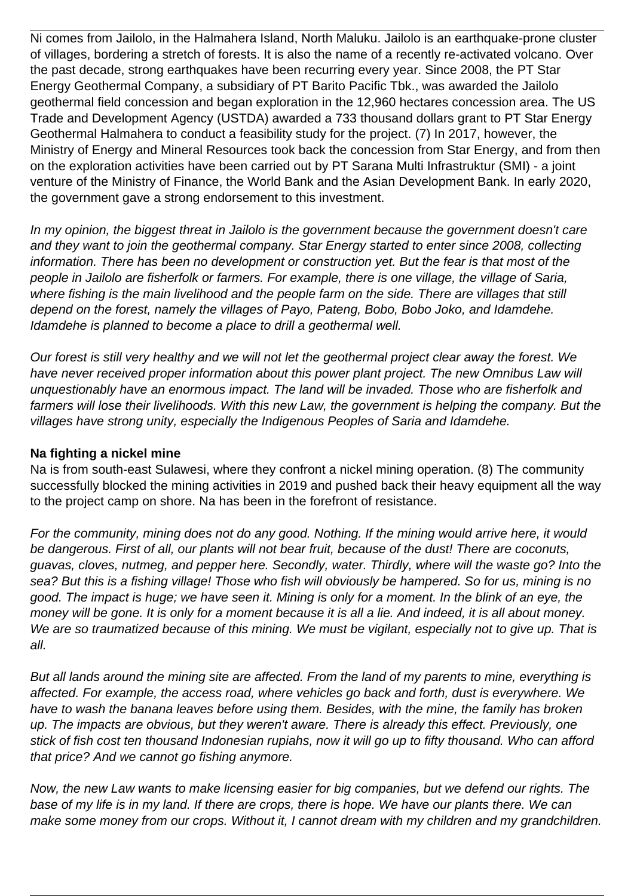Ni comes from Jailolo, in the Halmahera Island, North Maluku. Jailolo is an earthquake-prone cluster of villages, bordering a stretch of forests. It is also the name of a recently re-activated volcano. Over the past decade, strong earthquakes have been recurring every year. Since 2008, the PT Star Energy Geothermal Company, a subsidiary of PT Barito Pacific Tbk., was awarded the Jailolo geothermal field concession and began exploration in the 12,960 hectares concession area. The US Trade and Development Agency (USTDA) awarded a 733 thousand dollars grant to PT Star Energy Geothermal Halmahera to conduct a feasibility study for the project. (7) In 2017, however, the Ministry of Energy and Mineral Resources took back the concession from Star Energy, and from then on the exploration activities have been carried out by PT Sarana Multi Infrastruktur (SMI) - a joint venture of the Ministry of Finance, the World Bank and the Asian Development Bank. In early 2020, the government gave a strong endorsement to this investment.

*In my opinion, the biggest threat in Jailolo is the government because the government doesn't care and they want to join the geothermal company. Star Energy started to enter since 2008, collecting information. There has been no development or construction yet. But the fear is that most of the people in Jailolo are fisherfolk or farmers. For example, there is one village, the village of Saria, where fishing is the main livelihood and the people farm on the side. There are villages that still depend on the forest, namely the villages of Payo, Pateng, Bobo, Bobo Joko, and Idamdehe. Idamdehe is planned to become a place to drill a geothermal well.*

*Our forest is still very healthy and we will not let the geothermal project clear away the forest. We have never received proper information about this power plant project. The new Omnibus Law will unquestionably have an enormous impact. The land will be invaded. Those who are fisherfolk and farmers will lose their livelihoods. With this new Law, the government is helping the company. But the villages have strong unity, especially the Indigenous Peoples of Saria and Idamdehe.*

**Na fighting a nickel mine**

Na is from south-east Sulawesi, where they confront a nickel mining operation. (8) The community successfully blocked the mining activities in 2019 and pushed back their heavy equipment all the way to the project camp on shore. Na has been in the forefront of resistance.

*For the community, mining does not do any good. Nothing. If the mining would arrive here, it would be dangerous. First of all, our plants will not bear fruit, because of the dust! There are coconuts, guavas, cloves, nutmeg, and pepper here. Secondly, water. Thirdly, where will the waste go? Into the sea? But this is a fishing village! Those who fish will obviously be hampered. So for us, mining is no good. The impact is huge; we have seen it. Mining is only for a moment. In the blink of an eye, the money will be gone. It is only for a moment because it is all a lie. And indeed, it is all about money. We are so traumatized because of this mining. We must be vigilant, especially not to give up. That is all.*

*But all lands around the mining site are affected. From the land of my parents to mine, everything is affected. For example, the access road, where vehicles go back and forth, dust is everywhere. We have to wash the banana leaves before using them. Besides, with the mine, the family has broken up. The impacts are obvious, but they weren't aware. There is already this effect. Previously, one stick of fish cost ten thousand Indonesian rupiahs, now it will go up to fifty thousand. Who can afford that price? And we cannot go fishing anymore.*

*Now, the new Law wants to make licensing easier for big companies, but we defend our rights. The base of my life is in my land. If there are crops, there is hope. We have our plants there. We can make some money from our crops. Without it, I cannot dream with my children and my grandchildren.*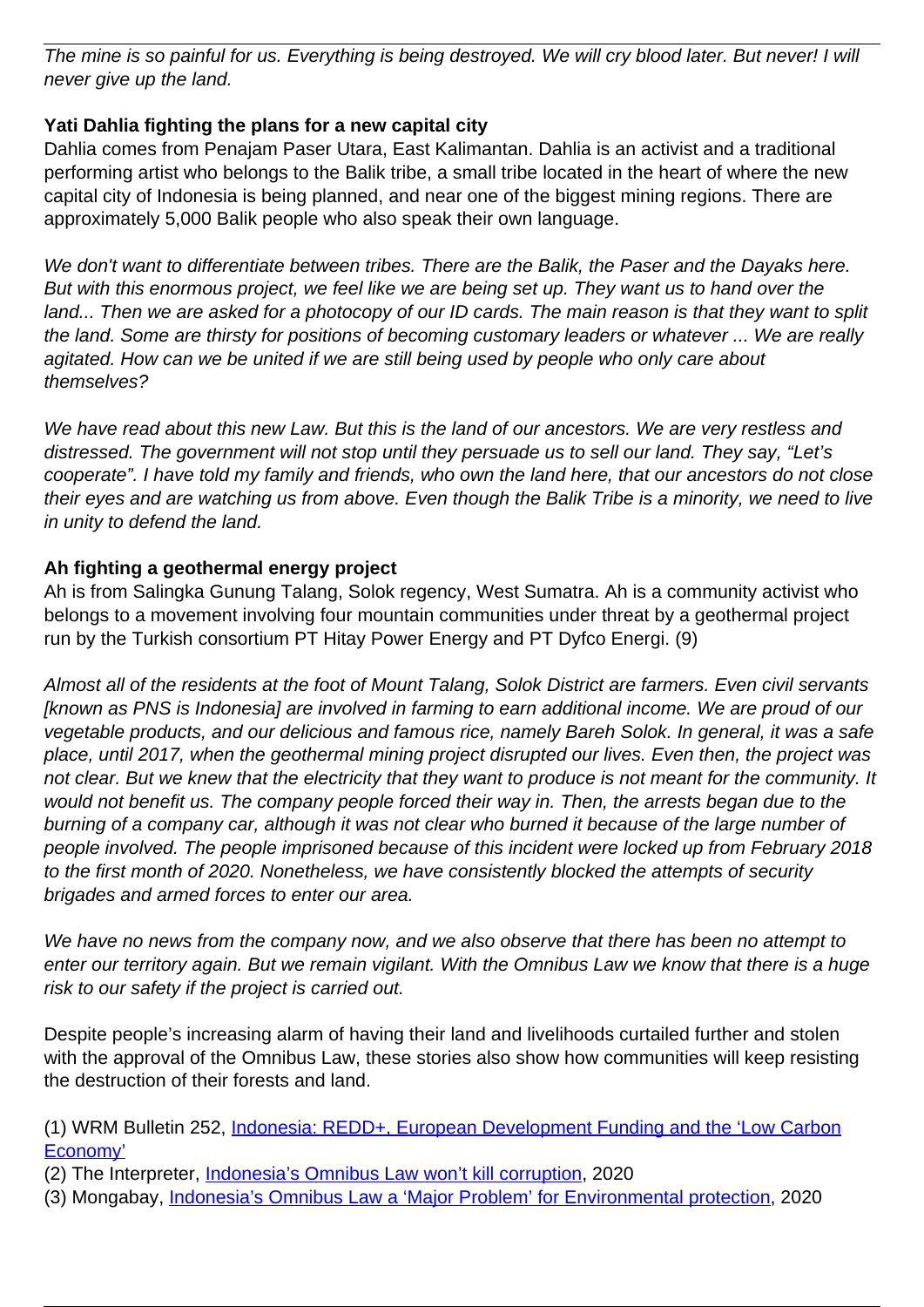*The mine is so painful for us. Everything is being destroyed. We will cry blood later. But never! I will never give up the land.*

**Yati Dahlia fighting the plans for a new capital city**

Dahlia comes from Penajam Paser Utara, East Kalimantan. Dahlia is an activist and a traditional performing artist who belongs to the Balik tribe, a small tribe located in the heart of where the new capital city of Indonesia is being planned, and near one of the biggest mining regions. There are approximately 5,000 Balik people who also speak their own language.

*We don't want to differentiate between tribes. There are the Balik, the Paser and the Dayaks here. But with this enormous project, we feel like we are being set up. They want us to hand over the land... Then we are asked for a photocopy of our ID cards. The main reason is that they want to split the land. Some are thirsty for positions of becoming customary leaders or whatever ... We are really agitated. How can we be united if we are still being used by people who only care about themselves?*

*We have read about this new Law. But this is the land of our ancestors. We are very restless and distressed. The government will not stop until they persuade us to sell our land. They say, "Let's cooperate". I have told my family and friends, who own the land here, that our ancestors do not close their eyes and are watching us from above. Even though the Balik Tribe is a minority, we need to live in unity to defend the land.*

**Ah fighting a geothermal energy project**

Ah is from Salingka Gunung Talang, Solok regency, West Sumatra. Ah is a community activist who belongs to a movement involving four mountain communities under threat by a geothermal project run by the Turkish consortium PT Hitay Power Energy and PT Dyfco Energi. (9)

*Almost all of the residents at the foot of Mount Talang, Solok District are farmers. Even civil servants [known as PNS is Indonesia] are involved in farming to earn additional income. We are proud of our vegetable products, and our delicious and famous rice, namely Bareh Solok. In general, it was a safe place, until 2017, when the geothermal mining project disrupted our lives. Even then, the project was not clear. But we knew that the electricity that they want to produce is not meant for the community. It would not benefit us. The company people forced their way in. Then, the arrests began due to the burning of a company car, although it was not clear who burned it because of the large number of people involved. The people imprisoned because of this incident were locked up from February 2018 to the first month of 2020. Nonetheless, we have consistently blocked the attempts of security brigades and armed forces to enter our area.*

*We have no news from the company now, and we also observe that there has been no attempt to enter our territory again. But we remain vigilant. With the Omnibus Law we know that there is a huge risk to our safety if the project is carried out.*

Despite people's increasing alarm of having their land and livelihoods curtailed further and stolen with the approval of the Omnibus Law, these stories also show how communities will keep resisting the destruction of their forests and land.

(1) WRM Bulletin 252, Indonesia: REDD+, European Development Funding and the 'Low Carbon Economy'
(2) The Interpreter, Indonesia's Omnibus Law won't kill corruption, 2020
(3) Mongabay, Indonesia's Omnibus Law a 'Major Problem' for Environmental protection, 2020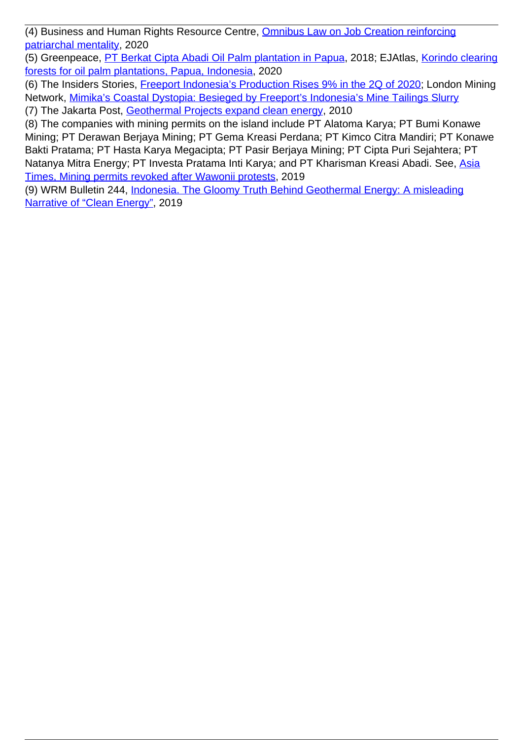(4) Business and Human Rights Resource Centre, Omnibus Law on Job Creation reinforcing patriarchal mentality, 2020

(5) Greenpeace, PT Berkat Cipta Abadi Oil Palm plantation in Papua, 2018; EJAtlas, Korindo clearing forests for oil palm plantations, Papua, Indonesia, 2020

(6) The Insiders Stories, Freeport Indonesia's Production Rises 9% in the 2Q of 2020; London Mining Network, Mimika's Coastal Dystopia: Besieged by Freeport's Indonesia's Mine Tailings Slurry

(7) The Jakarta Post, Geothermal Projects expand clean energy, 2010

(8) The companies with mining permits on the island include PT Alatoma Karya; PT Bumi Konawe Mining; PT Derawan Berjaya Mining; PT Gema Kreasi Perdana; PT Kimco Citra Mandiri; PT Konawe Bakti Pratama; PT Hasta Karya Megacipta; PT Pasir Berjaya Mining; PT Cipta Puri Sejahtera; PT Natanya Mitra Energy; PT Investa Pratama Inti Karya; and PT Kharisman Kreasi Abadi. See, Asia Times, Mining permits revoked after Wawonii protests, 2019

(9) WRM Bulletin 244, Indonesia. The Gloomy Truth Behind Geothermal Energy: A misleading Narrative of "Clean Energy", 2019